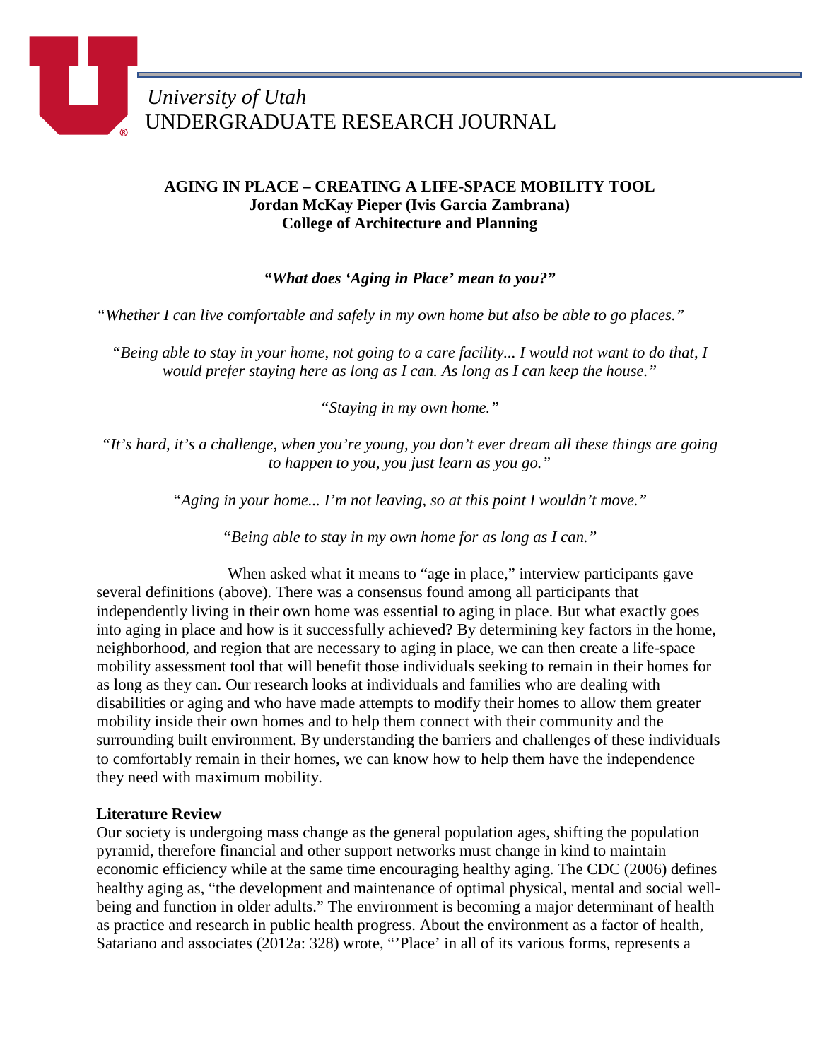*University of Utah*
UNDERGRADUATE RESEARCH JOURNAL

**AGING IN PLACE – CREATING A LIFE-SPACE MOBILITY TOOL**
**Jordan McKay Pieper (Ivis Garcia Zambrana)**
**College of Architecture and Planning**

***"What does 'Aging in Place' mean to you?"***

*"Whether I can live comfortable and safely in my own home but also be able to go places."*

*"Being able to stay in your home, not going to a care facility... I would not want to do that, I would prefer staying here as long as I can. As long as I can keep the house."*

*"Staying in my own home."*

*"It's hard, it's a challenge, when you're young, you don't ever dream all these things are going to happen to you, you just learn as you go."*

*"Aging in your home... I'm not leaving, so at this point I wouldn't move."*

*"Being able to stay in my own home for as long as I can."*

When asked what it means to "age in place," interview participants gave several definitions (above). There was a consensus found among all participants that independently living in their own home was essential to aging in place. But what exactly goes into aging in place and how is it successfully achieved? By determining key factors in the home, neighborhood, and region that are necessary to aging in place, we can then create a life-space mobility assessment tool that will benefit those individuals seeking to remain in their homes for as long as they can. Our research looks at individuals and families who are dealing with disabilities or aging and who have made attempts to modify their homes to allow them greater mobility inside their own homes and to help them connect with their community and the surrounding built environment. By understanding the barriers and challenges of these individuals to comfortably remain in their homes, we can know how to help them have the independence they need with maximum mobility.

**Literature Review**

Our society is undergoing mass change as the general population ages, shifting the population pyramid, therefore financial and other support networks must change in kind to maintain economic efficiency while at the same time encouraging healthy aging. The CDC (2006) defines healthy aging as, "the development and maintenance of optimal physical, mental and social well-being and function in older adults." The environment is becoming a major determinant of health as practice and research in public health progress. About the environment as a factor of health, Satariano and associates (2012a: 328) wrote, "'Place' in all of its various forms, represents a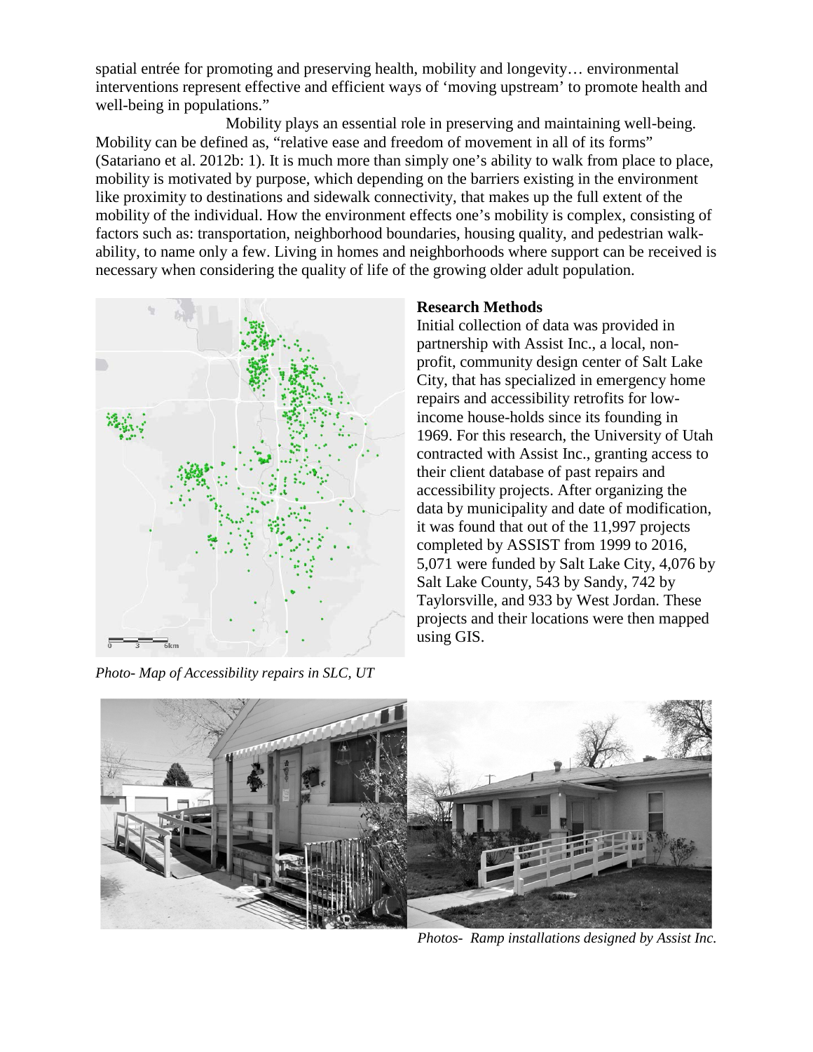spatial entrée for promoting and preserving health, mobility and longevity… environmental interventions represent effective and efficient ways of 'moving upstream' to promote health and well-being in populations."

Mobility plays an essential role in preserving and maintaining well-being. Mobility can be defined as, "relative ease and freedom of movement in all of its forms" (Satariano et al. 2012b: 1). It is much more than simply one's ability to walk from place to place, mobility is motivated by purpose, which depending on the barriers existing in the environment like proximity to destinations and sidewalk connectivity, that makes up the full extent of the mobility of the individual. How the environment effects one's mobility is complex, consisting of factors such as: transportation, neighborhood boundaries, housing quality, and pedestrian walk-ability, to name only a few. Living in homes and neighborhoods where support can be received is necessary when considering the quality of life of the growing older adult population.

*Photo- Map of Accessibility repairs in SLC, UT*

**Research Methods**

Initial collection of data was provided in partnership with Assist Inc., a local, non-profit, community design center of Salt Lake City, that has specialized in emergency home repairs and accessibility retrofits for low-income house-holds since its founding in 1969. For this research, the University of Utah contracted with Assist Inc., granting access to their client database of past repairs and accessibility projects. After organizing the data by municipality and date of modification, it was found that out of the 11,997 projects completed by ASSIST from 1999 to 2016, 5,071 were funded by Salt Lake City, 4,076 by Salt Lake County, 543 by Sandy, 742 by Taylorsville, and 933 by West Jordan. These projects and their locations were then mapped using GIS.

*Photos- Ramp installations designed by Assist Inc.*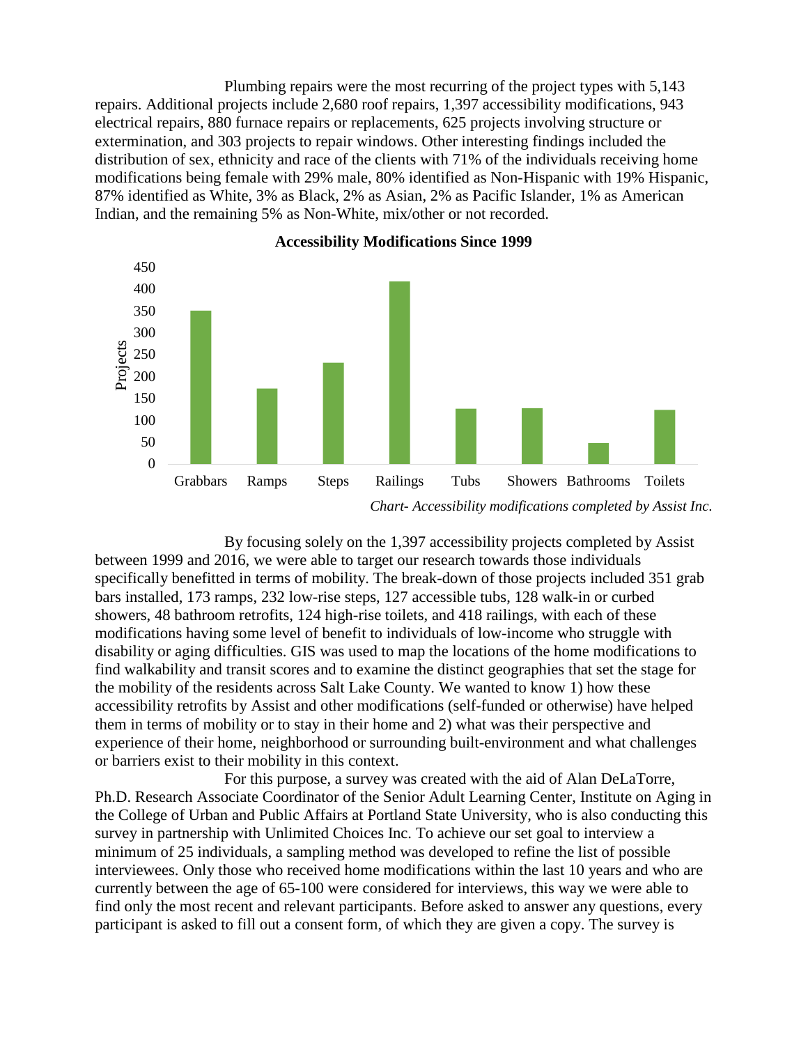Plumbing repairs were the most recurring of the project types with 5,143 repairs. Additional projects include 2,680 roof repairs, 1,397 accessibility modifications, 943 electrical repairs, 880 furnace repairs or replacements, 625 projects involving structure or extermination, and 303 projects to repair windows. Other interesting findings included the distribution of sex, ethnicity and race of the clients with 71% of the individuals receiving home modifications being female with 29% male, 80% identified as Non-Hispanic with 19% Hispanic, 87% identified as White, 3% as Black, 2% as Asian, 2% as Pacific Islander, 1% as American Indian, and the remaining 5% as Non-White, mix/other or not recorded.

**Accessibility Modifications Since 1999**

*Chart- Accessibility modifications completed by Assist Inc.*

By focusing solely on the 1,397 accessibility projects completed by Assist between 1999 and 2016, we were able to target our research towards those individuals specifically benefitted in terms of mobility. The break-down of those projects included 351 grab bars installed, 173 ramps, 232 low-rise steps, 127 accessible tubs, 128 walk-in or curbed showers, 48 bathroom retrofits, 124 high-rise toilets, and 418 railings, with each of these modifications having some level of benefit to individuals of low-income who struggle with disability or aging difficulties. GIS was used to map the locations of the home modifications to find walkability and transit scores and to examine the distinct geographies that set the stage for the mobility of the residents across Salt Lake County. We wanted to know 1) how these accessibility retrofits by Assist and other modifications (self-funded or otherwise) have helped them in terms of mobility or to stay in their home and 2) what was their perspective and experience of their home, neighborhood or surrounding built-environment and what challenges or barriers exist to their mobility in this context.

For this purpose, a survey was created with the aid of Alan DeLaTorre, Ph.D. Research Associate Coordinator of the Senior Adult Learning Center, Institute on Aging in the College of Urban and Public Affairs at Portland State University, who is also conducting this survey in partnership with Unlimited Choices Inc. To achieve our set goal to interview a minimum of 25 individuals, a sampling method was developed to refine the list of possible interviewees. Only those who received home modifications within the last 10 years and who are currently between the age of 65-100 were considered for interviews, this way we were able to find only the most recent and relevant participants. Before asked to answer any questions, every participant is asked to fill out a consent form, of which they are given a copy. The survey is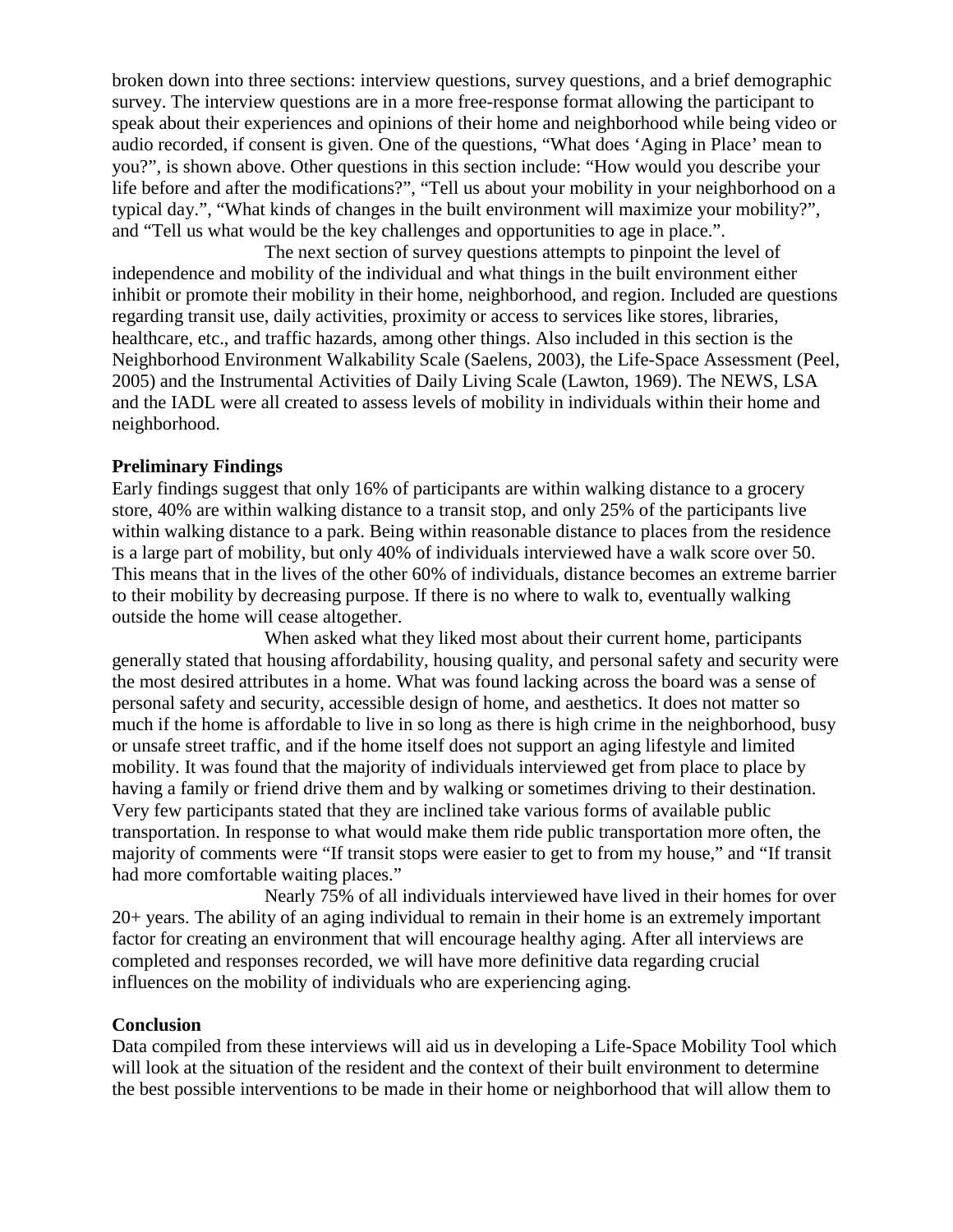broken down into three sections: interview questions, survey questions, and a brief demographic survey. The interview questions are in a more free-response format allowing the participant to speak about their experiences and opinions of their home and neighborhood while being video or audio recorded, if consent is given. One of the questions, "What does 'Aging in Place' mean to you?", is shown above. Other questions in this section include: "How would you describe your life before and after the modifications?", "Tell us about your mobility in your neighborhood on a typical day.", "What kinds of changes in the built environment will maximize your mobility?", and "Tell us what would be the key challenges and opportunities to age in place.".

The next section of survey questions attempts to pinpoint the level of independence and mobility of the individual and what things in the built environment either inhibit or promote their mobility in their home, neighborhood, and region. Included are questions regarding transit use, daily activities, proximity or access to services like stores, libraries, healthcare, etc., and traffic hazards, among other things. Also included in this section is the Neighborhood Environment Walkability Scale (Saelens, 2003), the Life-Space Assessment (Peel, 2005) and the Instrumental Activities of Daily Living Scale (Lawton, 1969). The NEWS, LSA and the IADL were all created to assess levels of mobility in individuals within their home and neighborhood.

**Preliminary Findings**

Early findings suggest that only 16% of participants are within walking distance to a grocery store, 40% are within walking distance to a transit stop, and only 25% of the participants live within walking distance to a park. Being within reasonable distance to places from the residence is a large part of mobility, but only 40% of individuals interviewed have a walk score over 50. This means that in the lives of the other 60% of individuals, distance becomes an extreme barrier to their mobility by decreasing purpose. If there is no where to walk to, eventually walking outside the home will cease altogether.

When asked what they liked most about their current home, participants generally stated that housing affordability, housing quality, and personal safety and security were the most desired attributes in a home. What was found lacking across the board was a sense of personal safety and security, accessible design of home, and aesthetics. It does not matter so much if the home is affordable to live in so long as there is high crime in the neighborhood, busy or unsafe street traffic, and if the home itself does not support an aging lifestyle and limited mobility. It was found that the majority of individuals interviewed get from place to place by having a family or friend drive them and by walking or sometimes driving to their destination. Very few participants stated that they are inclined take various forms of available public transportation. In response to what would make them ride public transportation more often, the majority of comments were "If transit stops were easier to get to from my house," and "If transit had more comfortable waiting places."

Nearly 75% of all individuals interviewed have lived in their homes for over 20+ years. The ability of an aging individual to remain in their home is an extremely important factor for creating an environment that will encourage healthy aging. After all interviews are completed and responses recorded, we will have more definitive data regarding crucial influences on the mobility of individuals who are experiencing aging.

**Conclusion**

Data compiled from these interviews will aid us in developing a Life-Space Mobility Tool which will look at the situation of the resident and the context of their built environment to determine the best possible interventions to be made in their home or neighborhood that will allow them to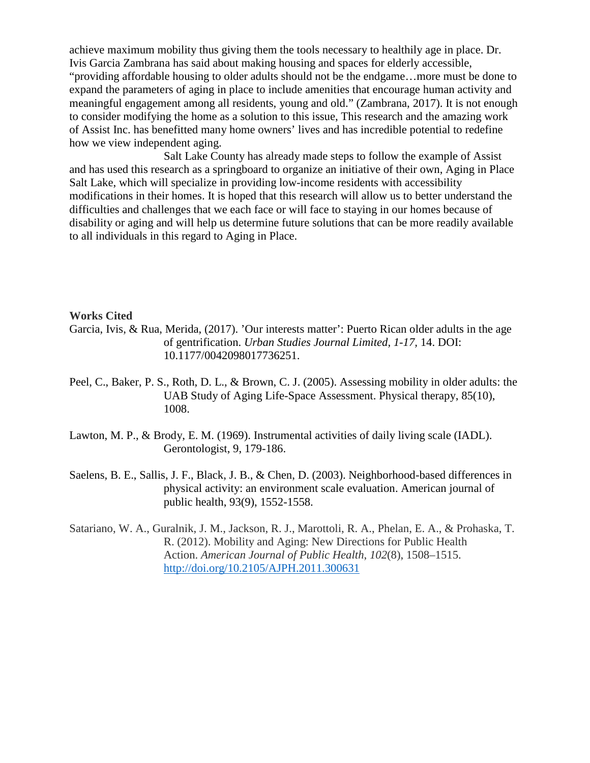achieve maximum mobility thus giving them the tools necessary to healthily age in place. Dr. Ivis Garcia Zambrana has said about making housing and spaces for elderly accessible, "providing affordable housing to older adults should not be the endgame…more must be done to expand the parameters of aging in place to include amenities that encourage human activity and meaningful engagement among all residents, young and old." (Zambrana, 2017). It is not enough to consider modifying the home as a solution to this issue, This research and the amazing work of Assist Inc. has benefitted many home owners' lives and has incredible potential to redefine how we view independent aging.

Salt Lake County has already made steps to follow the example of Assist and has used this research as a springboard to organize an initiative of their own, Aging in Place Salt Lake, which will specialize in providing low-income residents with accessibility modifications in their homes. It is hoped that this research will allow us to better understand the difficulties and challenges that we each face or will face to staying in our homes because of disability or aging and will help us determine future solutions that can be more readily available to all individuals in this regard to Aging in Place.

**Works Cited**

Garcia, Ivis, & Rua, Merida, (2017). 'Our interests matter': Puerto Rican older adults in the age of gentrification. *Urban Studies Journal Limited, 1-17,* 14. DOI: 10.1177/0042098017736251.

Peel, C., Baker, P. S., Roth, D. L., & Brown, C. J. (2005). Assessing mobility in older adults: the UAB Study of Aging Life-Space Assessment. Physical therapy, 85(10), 1008.

Lawton, M. P., & Brody, E. M. (1969). Instrumental activities of daily living scale (IADL). Gerontologist, 9, 179-186.

Saelens, B. E., Sallis, J. F., Black, J. B., & Chen, D. (2003). Neighborhood-based differences in physical activity: an environment scale evaluation. American journal of public health, 93(9), 1552-1558.

Satariano, W. A., Guralnik, J. M., Jackson, R. J., Marottoli, R. A., Phelan, E. A., & Prohaska, T. R. (2012). Mobility and Aging: New Directions for Public Health Action. *American Journal of Public Health*, *102*(8), 1508–1515. http://doi.org/10.2105/AJPH.2011.300631